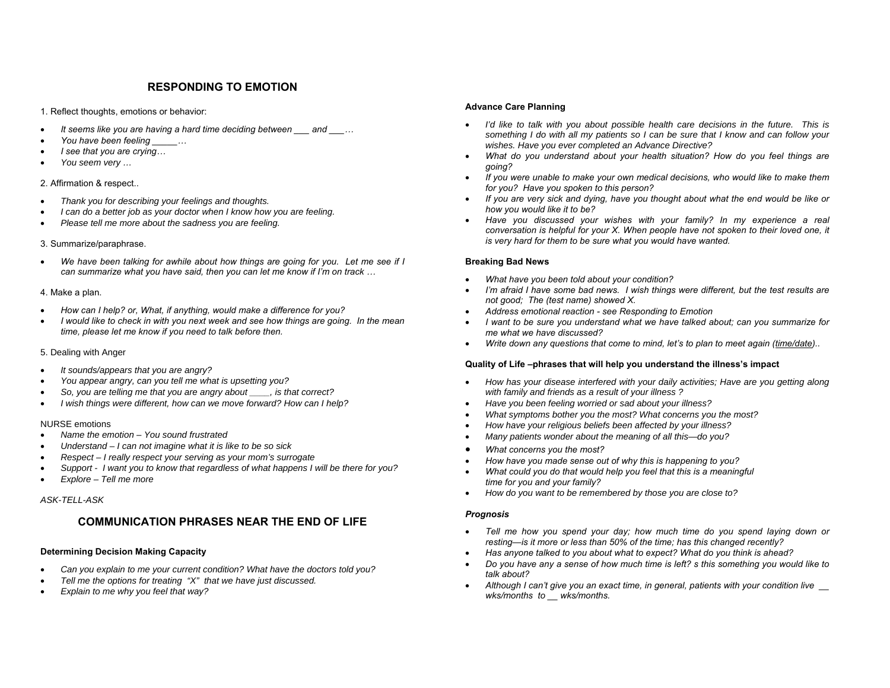## RESPONDING TO EMOTION

1. Reflect thoughts, emotions or behavior:

- *It seems like you are having a hard time deciding between ___ and ___…*
- *You have been feeling _____…*
- *I see that you are crying…*
- *You seem very …*

2. Affirmation & respect..

- *Thank you for describing your feelings and thoughts.*
- *I can do a better job as your doctor when I know how you are feeling.*
- *Please tell me more about the sadness you are feeling.*

3. Summarize/paraphrase.

- *We have been talking for awhile about how things are going for you. Let me see if I can summarize what you have said, then you can let me know if I'm on track …*

4. Make a plan.

- *How can I help? or, What, if anything, would make a difference for you?*
- *I would like to check in with you next week and see how things are going. In the mean time, please let me know if you need to talk before then.*

5. Dealing with Anger

- *It sounds/appears that you are angry?*
- *You appear angry, can you tell me what is upsetting you?*
- *So, you are telling me that you are angry about ____, is that correct?*
- *I wish things were different, how can we move forward? How can I help?*

NURSE emotions

- *Name the emotion – You sound frustrated*
- *Understand – I can not imagine what it is like to be so sick*
- *Respect – I really respect your serving as your mom's surrogate*
- *Support - I want you to know that regardless of what happens I will be there for you?*
- *Explore – Tell me more*

*ASK-TELL-ASK*

## COMMUNICATION PHRASES NEAR THE END OF LIFE

**Determining Decision Making Capacity**

- *Can you explain to me your current condition? What have the doctors told you?*
- *Tell me the options for treating "X" that we have just discussed.*
- *Explain to me why you feel that way?*

**Advance Care Planning**

- *I'd like to talk with you about possible health care decisions in the future. This is something I do with all my patients so I can be sure that I know and can follow your wishes. Have you ever completed an Advance Directive?*
- *What do you understand about your health situation? How do you feel things are going?*
- *If you were unable to make your own medical decisions, who would like to make them for you? Have you spoken to this person?*
- *If you are very sick and dying, have you thought about what the end would be like or how you would like it to be?*
- *Have you discussed your wishes with your family? In my experience a real conversation is helpful for your X. When people have not spoken to their loved one, it is very hard for them to be sure what you would have wanted.*

**Breaking Bad News**

- *What have you been told about your condition?*
- *I'm afraid I have some bad news. I wish things were different, but the test results are not good; The (test name) showed X.*
- *Address emotional reaction - see Responding to Emotion*
- *I want to be sure you understand what we have talked about; can you summarize for me what we have discussed?*
- *Write down any questions that come to mind, let's to plan to meet again (<u>time/date</u>)..*

**Quality of Life –phrases that will help you understand the illness's impact**

- *How has your disease interfered with your daily activities; Have are you getting along with family and friends as a result of your illness ?*
- *Have you been feeling worried or sad about your illness?*
- *What symptoms bother you the most? What concerns you the most?*
- *How have your religious beliefs been affected by your illness?*
- *Many patients wonder about the meaning of all this—do you?*
- *What concerns you the most?*
- *How have you made sense out of why this is happening to you?*
- *What could you do that would help you feel that this is a meaningful time for you and your family?*
- *How do you want to be remembered by those you are close to?*

***Prognosis***

- *Tell me how you spend your day; how much time do you spend laying down or resting—is it more or less than 50% of the time; has this changed recently?*
- *Has anyone talked to you about what to expect? What do you think is ahead?*
- *Do you have any a sense of how much time is left? s this something you would like to talk about?*
- *Although I can't give you an exact time, in general, patients with your condition live __ wks/months to __ wks/months.*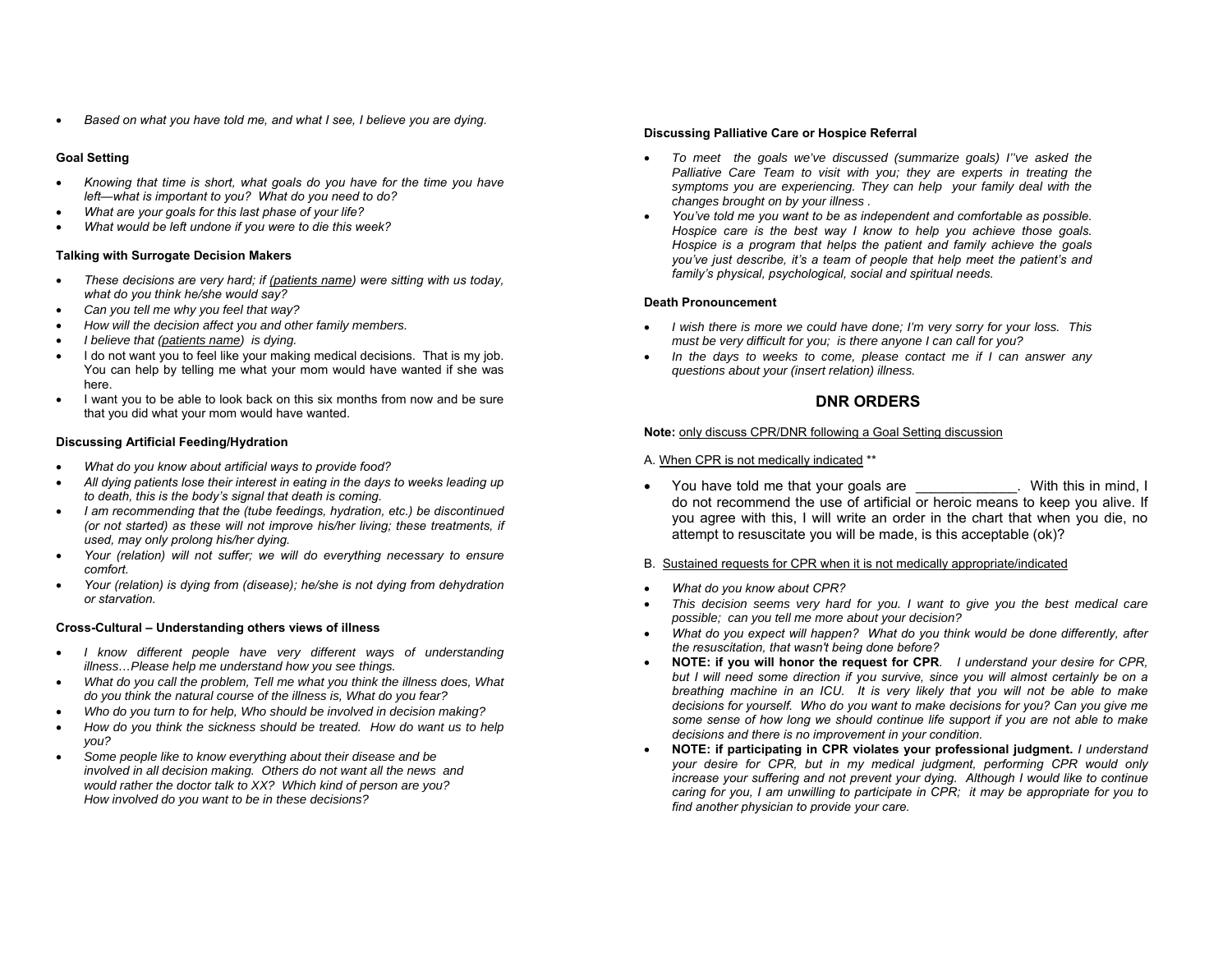- *Based on what you have told me, and what I see, I believe you are dying.*

**Goal Setting**

- *Knowing that time is short, what goals do you have for the time you have left—what is important to you? What do you need to do?*
- *What are your goals for this last phase of your life?*
- *What would be left undone if you were to die this week?*

**Talking with Surrogate Decision Makers**

- *These decisions are very hard; if (patients name) were sitting with us today, what do you think he/she would say?*
- *Can you tell me why you feel that way?*
- *How will the decision affect you and other family members.*
- *I believe that (patients name) is dying.*
- I do not want you to feel like your making medical decisions. That is my job. You can help by telling me what your mom would have wanted if she was here.
- I want you to be able to look back on this six months from now and be sure that you did what your mom would have wanted.

**Discussing Artificial Feeding/Hydration**

- *What do you know about artificial ways to provide food?*
- *All dying patients lose their interest in eating in the days to weeks leading up to death, this is the body's signal that death is coming.*
- *I am recommending that the (tube feedings, hydration, etc.) be discontinued (or not started) as these will not improve his/her living; these treatments, if used, may only prolong his/her dying.*
- *Your (relation) will not suffer; we will do everything necessary to ensure comfort.*
- *Your (relation) is dying from (disease); he/she is not dying from dehydration or starvation.*

**Cross-Cultural – Understanding others views of illness**

- *I know different people have very different ways of understanding illness…Please help me understand how you see things.*
- *What do you call the problem, Tell me what you think the illness does, What do you think the natural course of the illness is, What do you fear?*
- *Who do you turn to for help, Who should be involved in decision making?*
- *How do you think the sickness should be treated. How do want us to help you?*
- *Some people like to know everything about their disease and be involved in all decision making. Others do not want all the news and would rather the doctor talk to XX? Which kind of person are you? How involved do you want to be in these decisions?*

**Discussing Palliative Care or Hospice Referral**

- *To meet the goals we've discussed (summarize goals) I''ve asked the Palliative Care Team to visit with you; they are experts in treating the symptoms you are experiencing. They can help your family deal with the changes brought on by your illness .*
- *You've told me you want to be as independent and comfortable as possible. Hospice care is the best way I know to help you achieve those goals. Hospice is a program that helps the patient and family achieve the goals you've just describe, it's a team of people that help meet the patient's and family's physical, psychological, social and spiritual needs.*

**Death Pronouncement**

- *I wish there is more we could have done; I'm very sorry for your loss. This must be very difficult for you; is there anyone I can call for you?*
- *In the days to weeks to come, please contact me if I can answer any questions about your (insert relation) illness.*

## DNR ORDERS

**Note:** only discuss CPR/DNR following a Goal Setting discussion

A. When CPR is not medically indicated **

- You have told me that your goals are _____________. With this in mind, I do not recommend the use of artificial or heroic means to keep you alive. If you agree with this, I will write an order in the chart that when you die, no attempt to resuscitate you will be made, is this acceptable (ok)?

B. Sustained requests for CPR when it is not medically appropriate/indicated

- *What do you know about CPR?*
- *This decision seems very hard for you. I want to give you the best medical care possible; can you tell me more about your decision?*
- *What do you expect will happen? What do you think would be done differently, after the resuscitation, that wasn't being done before?*
- **NOTE: if you will honor the request for CPR**. *I understand your desire for CPR, but I will need some direction if you survive, since you will almost certainly be on a breathing machine in an ICU. It is very likely that you will not be able to make decisions for yourself. Who do you want to make decisions for you? Can you give me some sense of how long we should continue life support if you are not able to make decisions and there is no improvement in your condition.*
- **NOTE: if participating in CPR violates your professional judgment.** *I understand your desire for CPR, but in my medical judgment, performing CPR would only increase your suffering and not prevent your dying. Although I would like to continue caring for you, I am unwilling to participate in CPR; it may be appropriate for you to find another physician to provide your care.*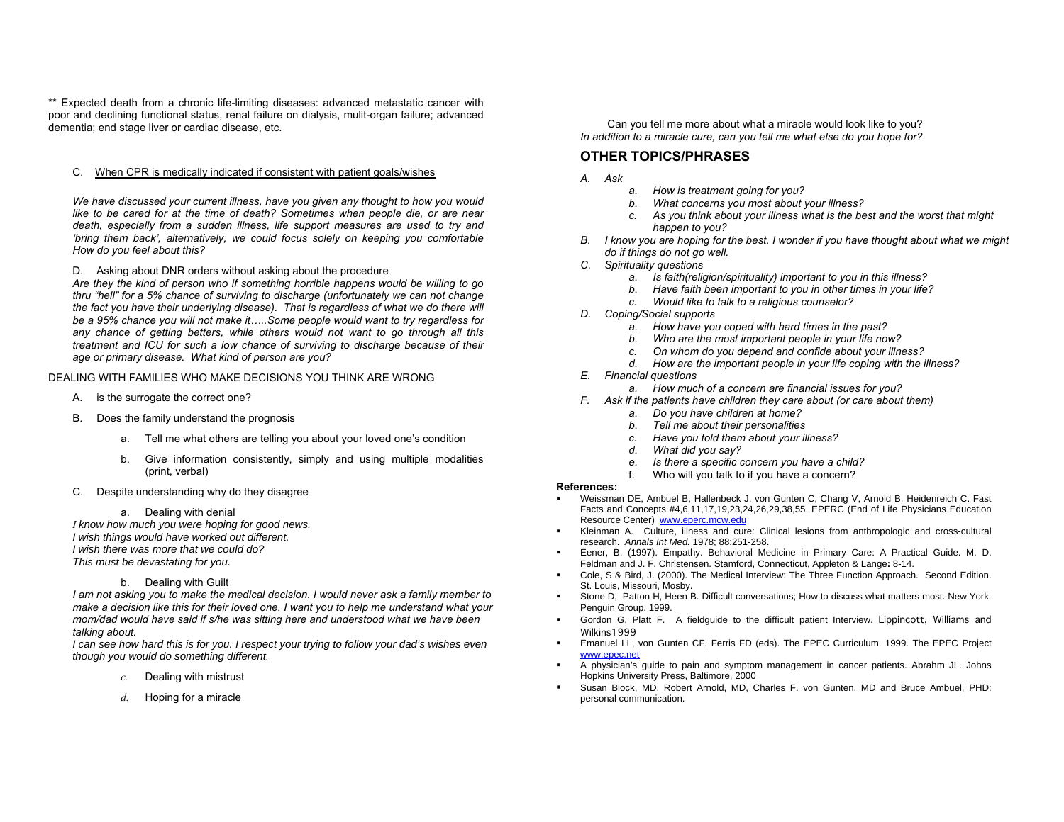** Expected death from a chronic life-limiting diseases: advanced metastatic cancer with poor and declining functional status, renal failure on dialysis, mulit-organ failure; advanced dementia; end stage liver or cardiac disease, etc.

C. <u>When CPR is medically indicated if consistent with patient goals/wishes</u>

*We have discussed your current illness, have you given any thought to how you would like to be cared for at the time of death? Sometimes when people die, or are near death, especially from a sudden illness, life support measures are used to try and 'bring them back', alternatively, we could focus solely on keeping you comfortable How do you feel about this?*

D. <u>Asking about DNR orders without asking about the procedure</u>

*Are they the kind of person who if something horrible happens would be willing to go thru "hell" for a 5% chance of surviving to discharge (unfortunately we can not change the fact you have their underlying disease). That is regardless of what we do there will be a 95% chance you will not make it…..Some people would want to try regardless for any chance of getting betters, while others would not want to go through all this treatment and ICU for such a low chance of surviving to discharge because of their age or primary disease. What kind of person are you?*

DEALING WITH FAMILIES WHO MAKE DECISIONS YOU THINK ARE WRONG

A. is the surrogate the correct one?

B. Does the family understand the prognosis

   a. Tell me what others are telling you about your loved one's condition

   b. Give information consistently, simply and using multiple modalities (print, verbal)

C. Despite understanding why do they disagree

   a. Dealing with denial

*I know how much you were hoping for good news.*
*I wish things would have worked out different.*
*I wish there was more that we could do?*
*This must be devastating for you.*

   b. Dealing with Guilt

*I am not asking you to make the medical decision. I would never ask a family member to make a decision like this for their loved one. I want you to help me understand what your mom/dad would have said if s/he was sitting here and understood what we have been talking about.*

*I can see how hard this is for you. I respect your trying to follow your dad's wishes even though you would do something different.*

   c. Dealing with mistrust

   d. Hoping for a miracle

Can you tell me more about what a miracle would look like to you?
*In addition to a miracle cure, can you tell me what else do you hope for?*

## OTHER TOPICS/PHRASES

*A. Ask*
   *a. How is treatment going for you?*
   *b. What concerns you most about your illness?*
   *c. As you think about your illness what is the best and the worst that might happen to you?*

*B. I know you are hoping for the best. I wonder if you have thought about what we might do if things do not go well.*

*C. Spirituality questions*
   *a. Is faith(religion/spirituality) important to you in this illness?*
   *b. Have faith been important to you in other times in your life?*
   *c. Would like to talk to a religious counselor?*

*D. Coping/Social supports*
   *a. How have you coped with hard times in the past?*
   *b. Who are the most important people in your life now?*
   *c. On whom do you depend and confide about your illness?*
   *d. How are the important people in your life coping with the illness?*

*E. Financial questions*
   *a. How much of a concern are financial issues for you?*

*F. Ask if the patients have children they care about (or care about them)*
   *a. Do you have children at home?*
   *b. Tell me about their personalities*
   *c. Have you told them about your illness?*
   *d. What did you say?*
   *e. Is there a specific concern you have a child?*
   f. Who will you talk to if you have a concern?

**References:**

- Weissman DE, Ambuel B, Hallenbeck J, von Gunten C, Chang V, Arnold B, Heidenreich C. Fast Facts and Concepts #4,6,11,17,19,23,24,26,29,38,55. EPERC (End of Life Physicians Education Resource Center) www.eperc.mcw.edu
- Kleinman A. Culture, illness and cure: Clinical lesions from anthropologic and cross-cultural research. *Annals Int Med.* 1978; 88:251-258.
- Eener, B. (1997). Empathy. Behavioral Medicine in Primary Care: A Practical Guide. M. D. Feldman and J. F. Christensen. Stamford, Connecticut, Appleton & Lange**:** 8-14.
- Cole, S & Bird, J. (2000). The Medical Interview: The Three Function Approach. Second Edition. St. Louis, Missouri, Mosby.
- Stone D, Patton H, Heen B. Difficult conversations; How to discuss what matters most. New York. Penguin Group. 1999.
- Gordon G, Platt F. A fieldguide to the difficult patient Interview. Lippincott, Williams and Wilkins1999
- Emanuel LL, von Gunten CF, Ferris FD (eds). The EPEC Curriculum. 1999. The EPEC Project www.epec.net
- A physician's guide to pain and symptom management in cancer patients. Abrahm JL. Johns Hopkins University Press, Baltimore, 2000
- Susan Block, MD, Robert Arnold, MD, Charles F. von Gunten. MD and Bruce Ambuel, PHD: personal communication.